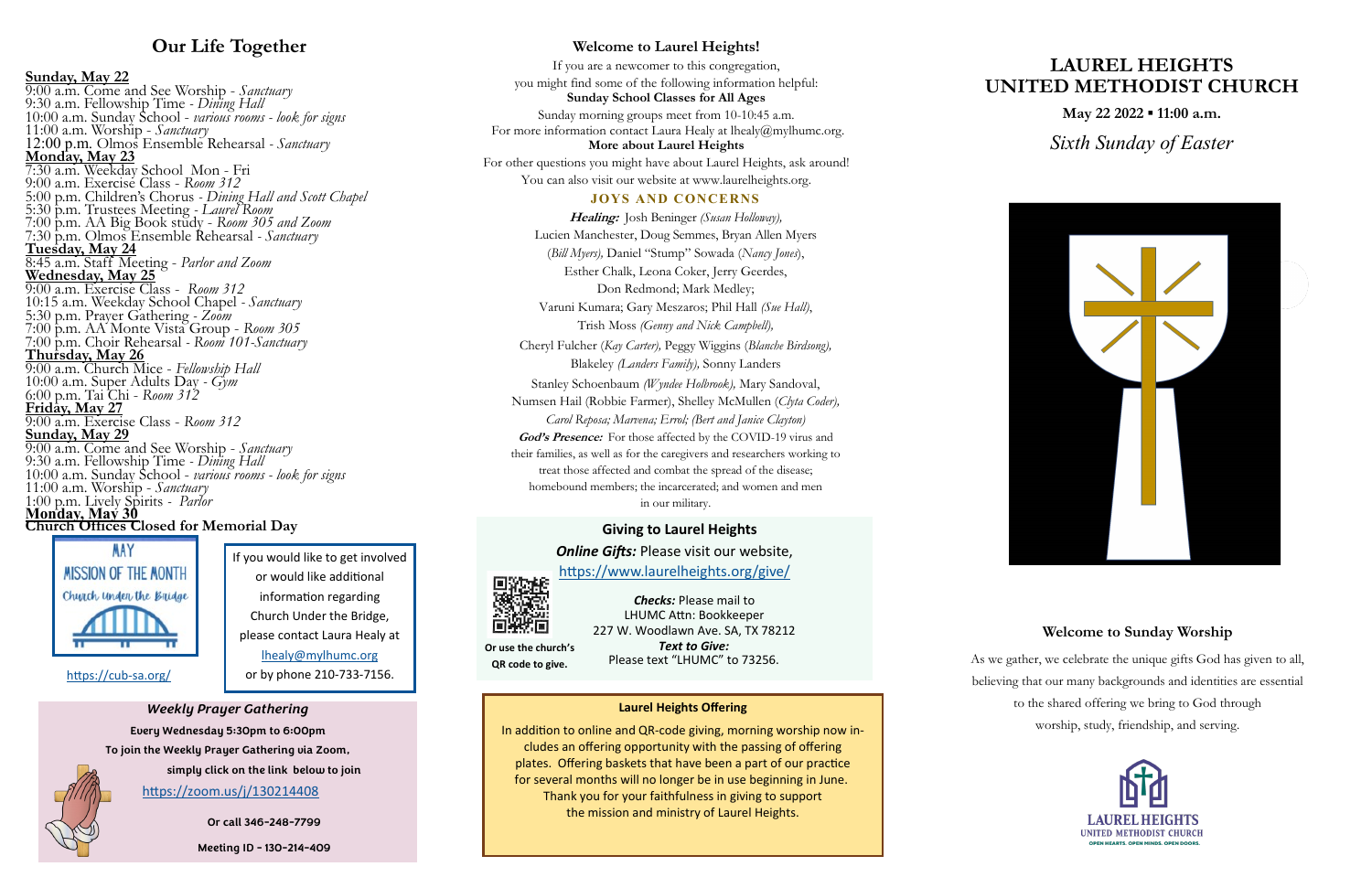## Our Life Together

**Sunday, May 22**
9:00 a.m. Come and See Worship - *Sanctuary*
9:30 a.m. Fellowship Time - *Dining Hall*
10:00 a.m. Sunday School - *various rooms - look for signs*
11:00 a.m. Worship - *Sanctuary*
12:00 p.m. Olmos Ensemble Rehearsal - *Sanctuary*

**Monday, May 23**
7:30 a.m. Weekday School Mon - Fri
9:00 a.m. Exercise Class - *Room 312*
5:00 p.m. Children's Chorus - *Dining Hall and Scott Chapel*
5:30 p.m. Trustees Meeting - *Laurel Room*
7:00 p.m. AA Big Book study - *Room 305 and Zoom*
7:30 p.m. Olmos Ensemble Rehearsal - *Sanctuary*

**Tuesday, May 24**
8:45 a.m. Staff Meeting - *Parlor and Zoom*

**Wednesday, May 25**
9:00 a.m. Exercise Class - *Room 312*
10:15 a.m. Weekday School Chapel - *Sanctuary*
5:30 p.m. Prayer Gathering - *Zoom*
7:00 p.m. AA Monte Vista Group - *Room 305*
7:00 p.m. Choir Rehearsal - *Room 101-Sanctuary*

**Thursday, May 26**
9:00 a.m. Church Mice - *Fellowship Hall*
10:00 a.m. Super Adults Day - *Gym*
6:00 p.m. Tai Chi - *Room 312*

**Friday, May 27**
9:00 a.m. Exercise Class - *Room 312*

**Sunday, May 29**
9:00 a.m. Come and See Worship - *Sanctuary*
9:30 a.m. Fellowship Time - *Dining Hall*
10:00 a.m. Sunday School - *various rooms - look for signs*
11:00 a.m. Worship - *Sanctuary*
1:00 p.m. Lively Spirits - *Parlor*

**Monday, May 30**
**Church Offices Closed for Memorial Day**

MAY MISSION OF THE MONTH
Church Under the Bridge

https://cub-sa.org/

If you would like to get involved or would like additional information regarding Church Under the Bridge, please contact Laura Healy at lhealy@mylhumc.org or by phone 210-733-7156.

### *Weekly Prayer Gathering*

Every Wednesday 5:30pm to 6:00pm
To join the Weekly Prayer Gathering via Zoom, simply click on the link below to join
https://zoom.us/j/130214408

Or call 346-248-7799

Meeting ID - 130-214-409

## Welcome to Laurel Heights!

If you are a newcomer to this congregation, you might find some of the following information helpful:

**Sunday School Classes for All Ages**

Sunday morning groups meet from 10-10:45 a.m.
For more information contact Laura Healy at lhealy@mylhumc.org.

**More about Laurel Heights**

For other questions you might have about Laurel Heights, ask around!
You can also visit our website at www.laurelheights.org.

### JOYS AND CONCERNS

***Healing:*** Josh Beninger *(Susan Holloway),* Lucien Manchester, Doug Semmes, Bryan Allen Myers *(Bill Myers),* Daniel "Stump" Sowada (*Nancy Jones*), Esther Chalk, Leona Coker, Jerry Geerdes, Don Redmond; Mark Medley; Varuni Kumara; Gary Meszaros; Phil Hall *(Sue Hall)*, Trish Moss *(Genny and Nick Campbell),* Cheryl Fulcher (*Kay Carter),* Peggy Wiggins (*Blanche Birdsong),* Blakeley *(Landers Family),* Sonny Landers Stanley Schoenbaum *(Wyndee Holbrook),* Mary Sandoval, Numsen Hail (Robbie Farmer), Shelley McMullen (*Clyta Coder), Carol Reposa; Marvena; Errol; (Bert and Janice Clayton)*

***God's Presence:*** For those affected by the COVID-19 virus and their families, as well as for the caregivers and researchers working to treat those affected and combat the spread of the disease; homebound members; the incarcerated; and women and men in our military.

### Giving to Laurel Heights

***Online Gifts:*** Please visit our website, https://www.laurelheights.org/give/

**Or use the church's QR code to give.**

***Checks:*** Please mail to
LHUMC Attn: Bookkeeper
227 W. Woodlawn Ave. SA, TX 78212

***Text to Give:***
Please text "LHUMC" to 73256.

### Laurel Heights Offering

In addition to online and QR-code giving, morning worship now includes an offering opportunity with the passing of offering plates. Offering baskets that have been a part of our practice for several months will no longer be in use beginning in June. Thank you for your faithfulness in giving to support the mission and ministry of Laurel Heights.

# LAUREL HEIGHTS UNITED METHODIST CHURCH

**May 22 2022 ▪ 11:00 a.m.**

*Sixth Sunday of Easter*

### Welcome to Sunday Worship

As we gather, we celebrate the unique gifts God has given to all, believing that our many backgrounds and identities are essential to the shared offering we bring to God through worship, study, friendship, and serving.

LAUREL HEIGHTS
UNITED METHODIST CHURCH
OPEN HEARTS. OPEN MINDS. OPEN DOORS.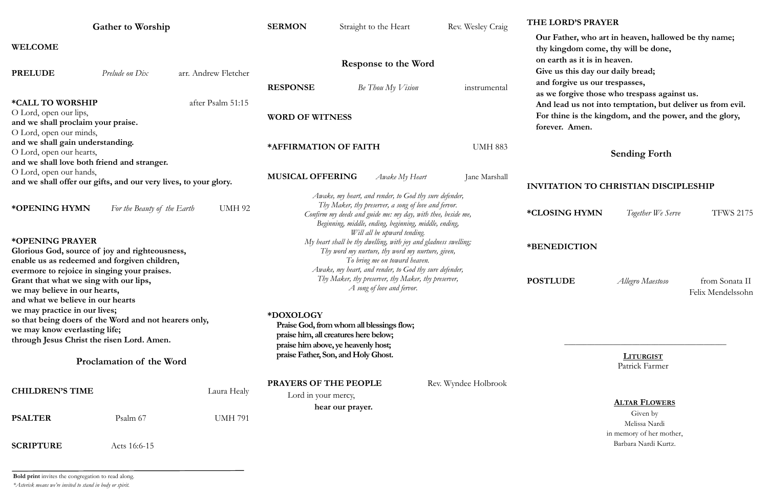## Gather to Worship

**WELCOME**

**PRELUDE** *Prelude on Dix* arr. Andrew Fletcher

**\*CALL TO WORSHIP** after Psalm 51:15

O Lord, open our lips,
**and we shall proclaim your praise.**
O Lord, open our minds,
**and we shall gain understanding.**
O Lord, open our hearts,
**and we shall love both friend and stranger.**
O Lord, open our hands,
**and we shall offer our gifts, and our very lives, to your glory.**

**\*OPENING HYMN** *For the Beauty of the Earth* UMH 92

**\*OPENING PRAYER**

**Glorious God, source of joy and righteousness,
enable us as redeemed and forgiven children,
evermore to rejoice in singing your praises.
Grant that what we sing with our lips,
we may believe in our hearts,
and what we believe in our hearts
we may practice in our lives;
so that being doers of the Word and not hearers only,
we may know everlasting life;
through Jesus Christ the risen Lord. Amen.**

## Proclamation of the Word

**CHILDREN'S TIME** Laura Healy

**PSALTER** Psalm 67 UMH 791

**SCRIPTURE** Acts 16:6-15

**SERMON** Straight to the Heart Rev. Wesley Craig

## Response to the Word

**RESPONSE** *Be Thou My Vision* instrumental

**WORD OF WITNESS**

**\*AFFIRMATION OF FAITH** UMH 883

**MUSICAL OFFERING** *Awake My Heart* Jane Marshall

*Awake, my heart, and render, to God thy sure defender,
Thy Maker, thy preserver, a song of love and fervor.
Confirm my deeds and guide me: my day, with thee, beside me,
Beginning, middle, ending, beginning, middle, ending,
Will all be upward tending.
My heart shall be thy dwelling, with joy and gladness swelling;
Thy word my nurture, thy word my nurture, given,
To bring me on toward heaven.
Awake, my heart, and render, to God thy sure defender,
Thy Maker, thy preserver, thy Maker, thy preserver,
A song of love and fervor.*

**\*DOXOLOGY**

**Praise God, from whom all blessings flow;
praise him, all creatures here below;
praise him above, ye heavenly host;
praise Father, Son, and Holy Ghost.**

**PRAYERS OF THE PEOPLE** Rev. Wyndee Holbrook

Lord in your mercy,
**hear our prayer.**

**THE LORD'S PRAYER**

**Our Father, who art in heaven, hallowed be thy name;
thy kingdom come, thy will be done,
on earth as it is in heaven.
Give us this day our daily bread;
and forgive us our trespasses,
as we forgive those who trespass against us.
And lead us not into temptation, but deliver us from evil.
For thine is the kingdom, and the power, and the glory,
forever. Amen.**

## Sending Forth

**INVITATION TO CHRISTIAN DISCIPLESHIP**

**\*CLOSING HYMN** *Together We Serve* TFWS 2175

**\*BENEDICTION**

**POSTLUDE** *Allegro Maestoso* from Sonata II, Felix Mendelssohn

---

**LITURGIST**
Patrick Farmer

**ALTAR FLOWERS**
Given by
Melissa Nardi
in memory of her mother,
Barbara Nardi Kurtz.

---

**Bold print** invites the congregation to read along.
*\*Asterisk means we're invited to stand in body or spirit.*